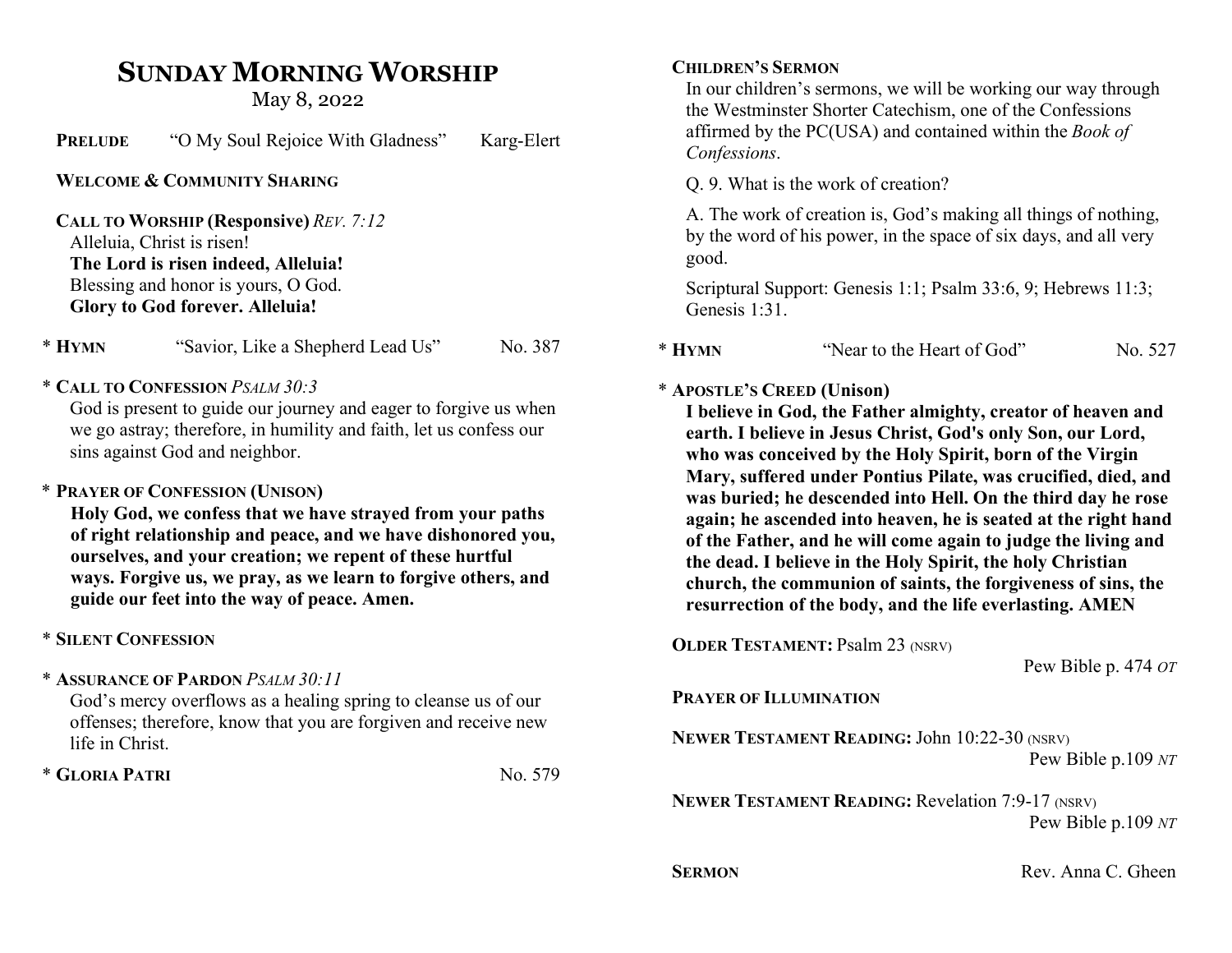# SUNDAY MORNING WORSHIP

May 8, 2022

**PRELUDE** "O My Soul Rejoice With Gladness" Karg-Elert

**WELCOME & COMMUNITY SHARING**

**CALL TO WORSHIP (Responsive)** *REV. 7:12*

Alleluia, Christ is risen!
**The Lord is risen indeed, Alleluia!**
Blessing and honor is yours, O God.
**Glory to God forever. Alleluia!**

\* **HYMN** "Savior, Like a Shepherd Lead Us" No. 387

\* **CALL TO CONFESSION** *PSALM 30:3*

God is present to guide our journey and eager to forgive us when we go astray; therefore, in humility and faith, let us confess our sins against God and neighbor.

\* **PRAYER OF CONFESSION (UNISON)**

**Holy God, we confess that we have strayed from your paths of right relationship and peace, and we have dishonored you, ourselves, and your creation; we repent of these hurtful ways. Forgive us, we pray, as we learn to forgive others, and guide our feet into the way of peace. Amen.**

\* **SILENT CONFESSION**

\* **ASSURANCE OF PARDON** *PSALM 30:11*

God's mercy overflows as a healing spring to cleanse us of our offenses; therefore, know that you are forgiven and receive new life in Christ.

\* **GLORIA PATRI** No. 579

**CHILDREN'S SERMON**

In our children's sermons, we will be working our way through the Westminster Shorter Catechism, one of the Confessions affirmed by the PC(USA) and contained within the *Book of Confessions*.

Q. 9. What is the work of creation?

A. The work of creation is, God's making all things of nothing, by the word of his power, in the space of six days, and all very good.

Scriptural Support: Genesis 1:1; Psalm 33:6, 9; Hebrews 11:3; Genesis 1:31.

\* **HYMN** "Near to the Heart of God" No. 527

\* **APOSTLE'S CREED (Unison)**

**I believe in God, the Father almighty, creator of heaven and earth. I believe in Jesus Christ, God's only Son, our Lord, who was conceived by the Holy Spirit, born of the Virgin Mary, suffered under Pontius Pilate, was crucified, died, and was buried; he descended into Hell. On the third day he rose again; he ascended into heaven, he is seated at the right hand of the Father, and he will come again to judge the living and the dead. I believe in the Holy Spirit, the holy Christian church, the communion of saints, the forgiveness of sins, the resurrection of the body, and the life everlasting. AMEN**

**OLDER TESTAMENT:** Psalm 23 (NSRV)
Pew Bible p. 474 *OT*

**PRAYER OF ILLUMINATION**

**NEWER TESTAMENT READING:** John 10:22-30 (NSRV)
Pew Bible p.109 *NT*

**NEWER TESTAMENT READING:** Revelation 7:9-17 (NSRV)
Pew Bible p.109 *NT*

**SERMON** Rev. Anna C. Gheen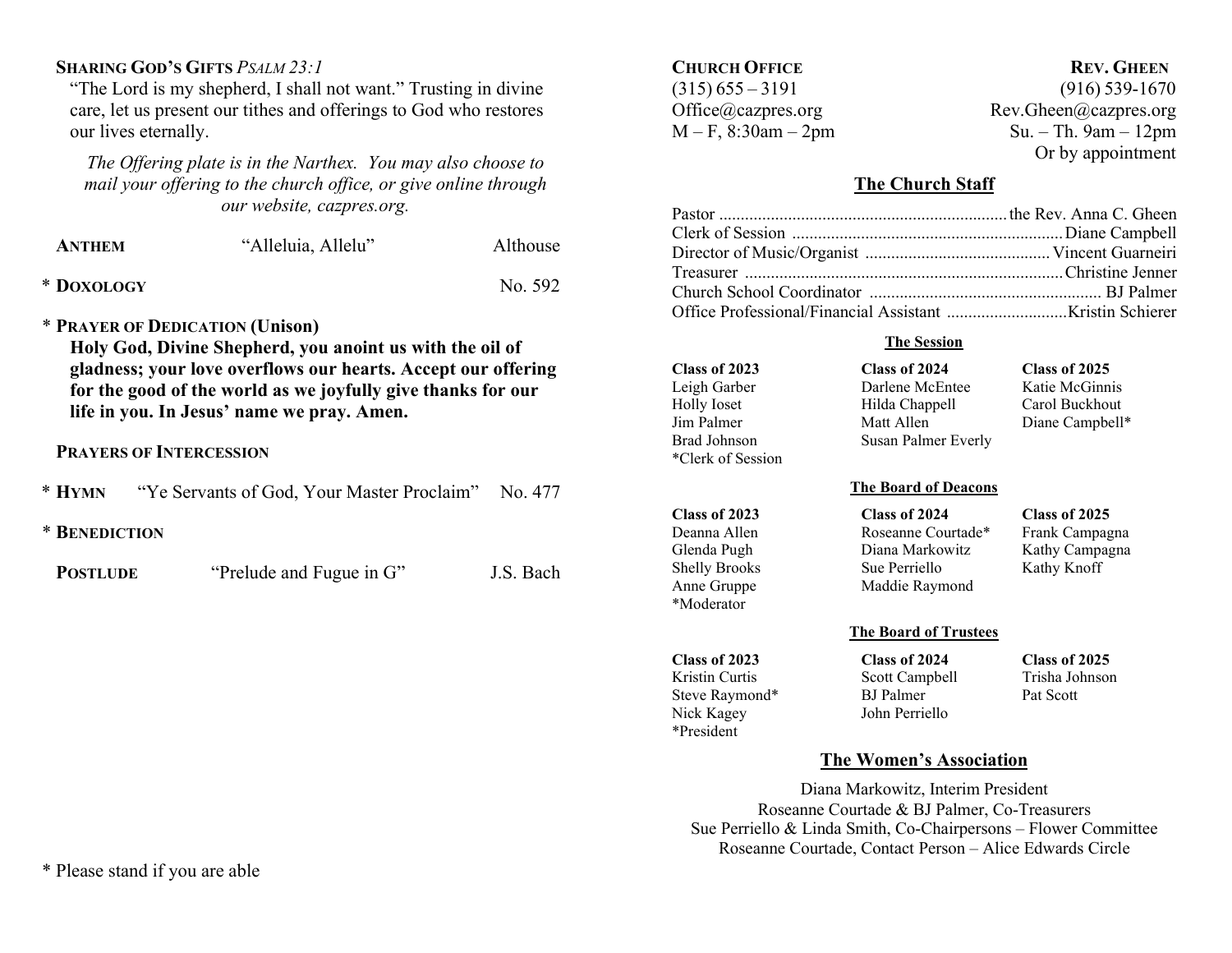**Sharing God's Gifts** *Psalm 23:1*

"The Lord is my shepherd, I shall not want." Trusting in divine care, let us present our tithes and offerings to God who restores our lives eternally.

*The Offering plate is in the Narthex. You may also choose to mail your offering to the church office, or give online through our website, cazpres.org.*

**Anthem** "Alleluia, Allelu" Althouse

\* **Doxology** No. 592

\* **Prayer of Dedication (Unison)**

**Holy God, Divine Shepherd, you anoint us with the oil of gladness; your love overflows our hearts. Accept our offering for the good of the world as we joyfully give thanks for our life in you. In Jesus' name we pray. Amen.**

**Prayers of Intercession**

\* **Hymn** "Ye Servants of God, Your Master Proclaim" No. 477

\* **Benediction**

**Postlude** "Prelude and Fugue in G" J.S. Bach

\* Please stand if you are able

**Church Office**
(315) 655 – 3191
Office@cazpres.org
M – F, 8:30am – 2pm

**Rev. Gheen**
(916) 539-1670
Rev.Gheen@cazpres.org
Su. – Th. 9am – 12pm
Or by appointment

## The Church Staff

Pastor .................. the Rev. Anna C. Gheen
Clerk of Session .................. Diane Campbell
Director of Music/Organist .................. Vincent Guarneiri
Treasurer .................. Christine Jenner
Church School Coordinator .................. BJ Palmer
Office Professional/Financial Assistant .................. Kristin Schierer

### The Session

| Class of 2023 | Class of 2024 | Class of 2025 |
|---|---|---|
| Leigh Garber | Darlene McEntee | Katie McGinnis |
| Holly Ioset | Hilda Chappell | Carol Buckhout |
| Jim Palmer | Matt Allen | Diane Campbell* |
| Brad Johnson | Susan Palmer Everly | |

*Clerk of Session

### The Board of Deacons

| Class of 2023 | Class of 2024 | Class of 2025 |
|---|---|---|
| Deanna Allen | Roseanne Courtade* | Frank Campagna |
| Glenda Pugh | Diana Markowitz | Kathy Campagna |
| Shelly Brooks | Sue Perriello | Kathy Knoff |
| Anne Gruppe | Maddie Raymond | |

*Moderator

### The Board of Trustees

| Class of 2023 | Class of 2024 | Class of 2025 |
|---|---|---|
| Kristin Curtis | Scott Campbell | Trisha Johnson |
| Steve Raymond* | BJ Palmer | Pat Scott |
| Nick Kagey | John Perriello | |

*President

## The Women's Association

Diana Markowitz, Interim President
Roseanne Courtade & BJ Palmer, Co-Treasurers
Sue Perriello & Linda Smith, Co-Chairpersons – Flower Committee
Roseanne Courtade, Contact Person – Alice Edwards Circle